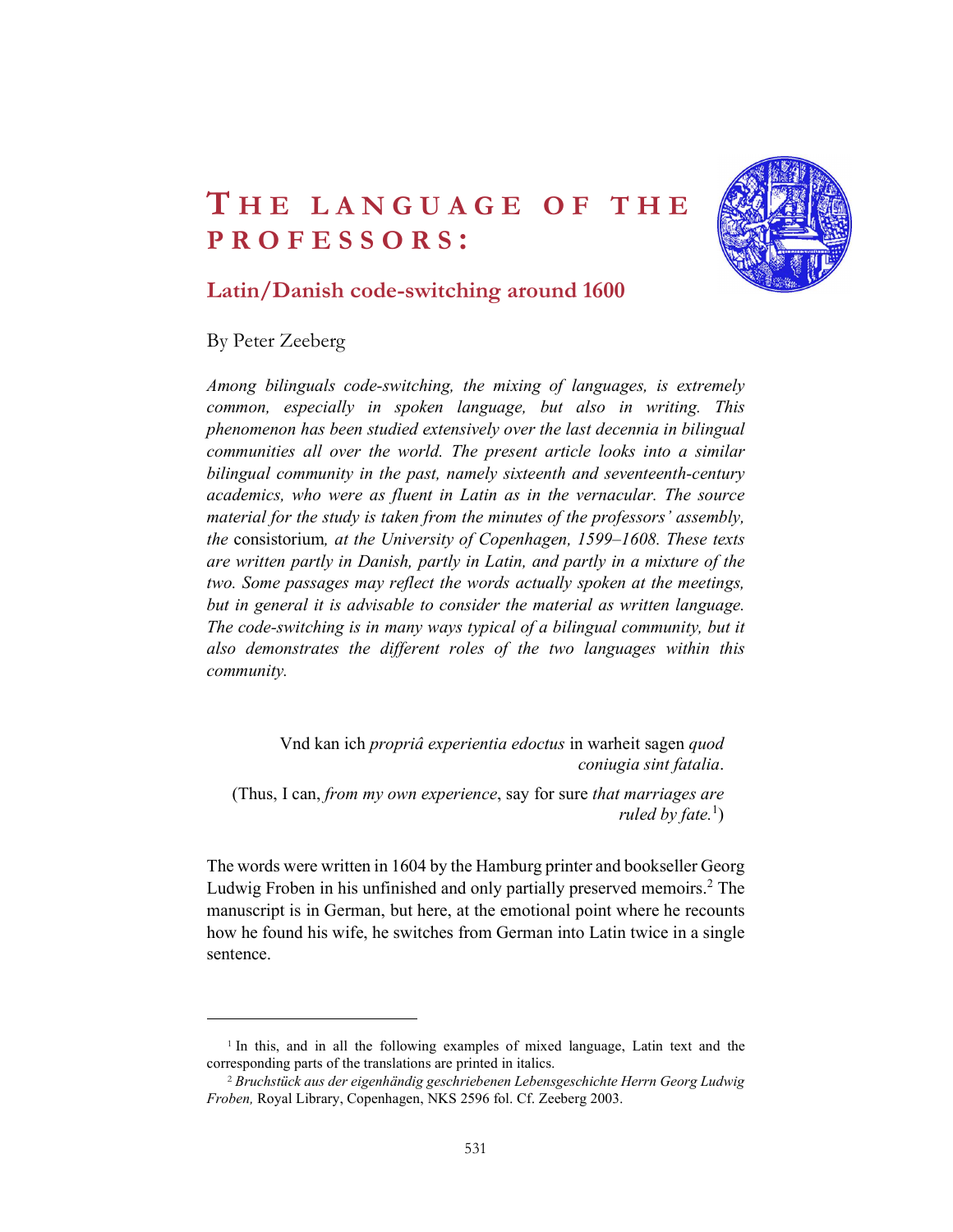# THE LANGUAGE OF THE PROFESSORS:

## Latin/Danish code-switching around 1600

By Peter Zeeberg

*Among bilinguals code-switching, the mixing of languages, is extremely common, especially in spoken language, but also in writing. This phenomenon has been studied extensively over the last decennia in bilingual communities all over the world. The present article looks into a similar bilingual community in the past, namely sixteenth and seventeenth-century academics, who were as fluent in Latin as in the vernacular. The source material for the study is taken from the minutes of the professors' assembly, the* consistorium*, at the University of Copenhagen, 1599–1608. These texts are written partly in Danish, partly in Latin, and partly in a mixture of the two. Some passages may reflect the words actually spoken at the meetings, but in general it is advisable to consider the material as written language. The code-switching is in many ways typical of a bilingual community, but it also demonstrates the different roles of the two languages within this community.*

> Vnd kan ich *propriâ experientia edoctus* in warheit sagen *quod coniugia sint fatalia*.
>
> (Thus, I can, *from my own experience*, say for sure *that marriages are ruled by fate.*[1])

The words were written in 1604 by the Hamburg printer and bookseller Georg Ludwig Froben in his unfinished and only partially preserved memoirs.[2] The manuscript is in German, but here, at the emotional point where he recounts how he found his wife, he switches from German into Latin twice in a single sentence.

---

[1] In this, and in all the following examples of mixed language, Latin text and the corresponding parts of the translations are printed in italics.

[2] *Bruchstück aus der eigenhändig geschriebenen Lebensgeschichte Herrn Georg Ludwig Froben,* Royal Library, Copenhagen, NKS 2596 fol. Cf. Zeeberg 2003.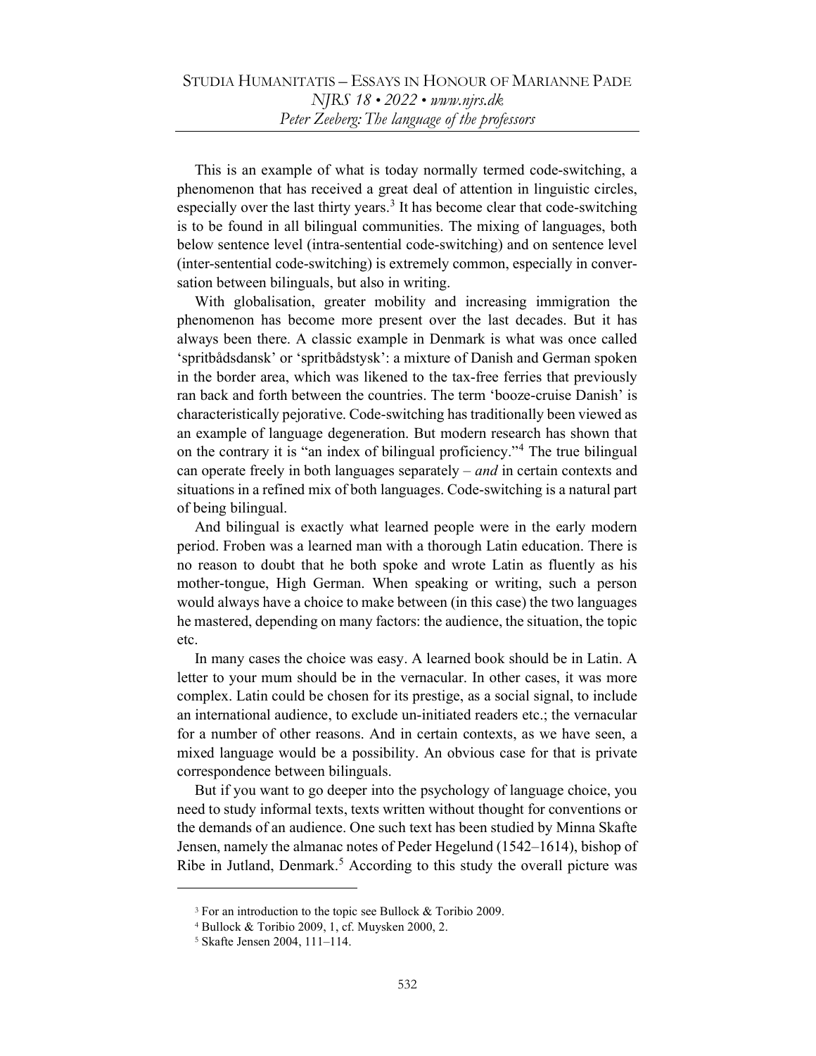This is an example of what is today normally termed code-switching, a phenomenon that has received a great deal of attention in linguistic circles, especially over the last thirty years.[3] It has become clear that code-switching is to be found in all bilingual communities. The mixing of languages, both below sentence level (intra-sentential code-switching) and on sentence level (inter-sentential code-switching) is extremely common, especially in conversation between bilinguals, but also in writing.

With globalisation, greater mobility and increasing immigration the phenomenon has become more present over the last decades. But it has always been there. A classic example in Denmark is what was once called 'spritbådsdansk' or 'spritbådstysk': a mixture of Danish and German spoken in the border area, which was likened to the tax-free ferries that previously ran back and forth between the countries. The term 'booze-cruise Danish' is characteristically pejorative. Code-switching has traditionally been viewed as an example of language degeneration. But modern research has shown that on the contrary it is "an index of bilingual proficiency."[4] The true bilingual can operate freely in both languages separately – *and* in certain contexts and situations in a refined mix of both languages. Code-switching is a natural part of being bilingual.

And bilingual is exactly what learned people were in the early modern period. Froben was a learned man with a thorough Latin education. There is no reason to doubt that he both spoke and wrote Latin as fluently as his mother-tongue, High German. When speaking or writing, such a person would always have a choice to make between (in this case) the two languages he mastered, depending on many factors: the audience, the situation, the topic etc.

In many cases the choice was easy. A learned book should be in Latin. A letter to your mum should be in the vernacular. In other cases, it was more complex. Latin could be chosen for its prestige, as a social signal, to include an international audience, to exclude un-initiated readers etc.; the vernacular for a number of other reasons. And in certain contexts, as we have seen, a mixed language would be a possibility. An obvious case for that is private correspondence between bilinguals.

But if you want to go deeper into the psychology of language choice, you need to study informal texts, texts written without thought for conventions or the demands of an audience. One such text has been studied by Minna Skafte Jensen, namely the almanac notes of Peder Hegelund (1542–1614), bishop of Ribe in Jutland, Denmark.[5] According to this study the overall picture was

---

[3] For an introduction to the topic see Bullock & Toribio 2009.

[4] Bullock & Toribio 2009, 1, cf. Muysken 2000, 2.

[5] Skafte Jensen 2004, 111–114.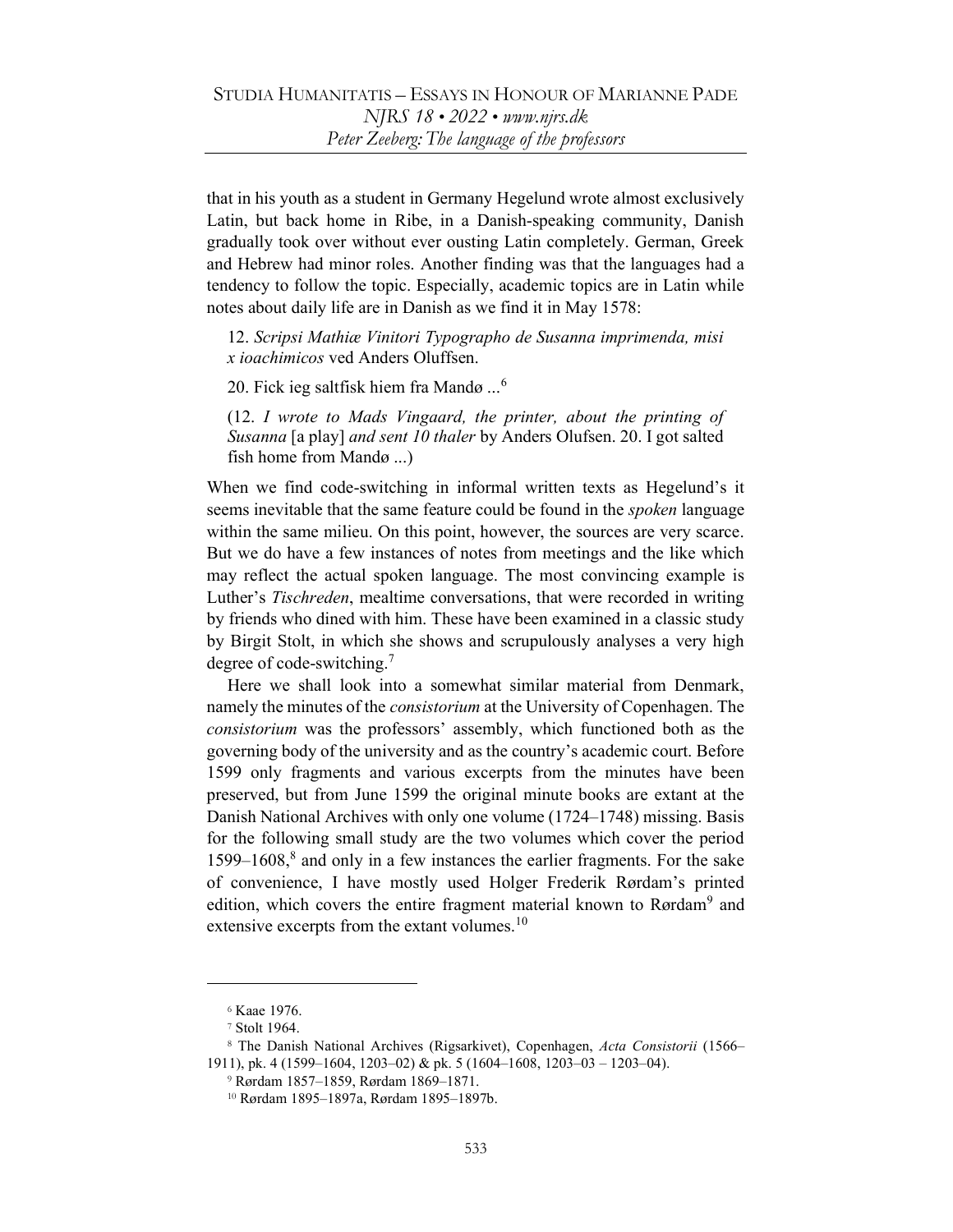that in his youth as a student in Germany Hegelund wrote almost exclusively Latin, but back home in Ribe, in a Danish-speaking community, Danish gradually took over without ever ousting Latin completely. German, Greek and Hebrew had minor roles. Another finding was that the languages had a tendency to follow the topic. Especially, academic topics are in Latin while notes about daily life are in Danish as we find it in May 1578:

> 12. *Scripsi Mathiæ Vinitori Typographo de Susanna imprimenda, misi x ioachimicos* ved Anders Oluffsen.
>
> 20. Fick ieg saltfisk hiem fra Mandø ...[6]
>
> (12. *I wrote to Mads Vingaard, the printer, about the printing of Susanna* [a play] *and sent 10 thaler* by Anders Olufsen. 20. I got salted fish home from Mandø ...)

When we find code-switching in informal written texts as Hegelund's it seems inevitable that the same feature could be found in the *spoken* language within the same milieu. On this point, however, the sources are very scarce. But we do have a few instances of notes from meetings and the like which may reflect the actual spoken language. The most convincing example is Luther's *Tischreden*, mealtime conversations, that were recorded in writing by friends who dined with him. These have been examined in a classic study by Birgit Stolt, in which she shows and scrupulously analyses a very high degree of code-switching.[7]

Here we shall look into a somewhat similar material from Denmark, namely the minutes of the *consistorium* at the University of Copenhagen. The *consistorium* was the professors' assembly, which functioned both as the governing body of the university and as the country's academic court. Before 1599 only fragments and various excerpts from the minutes have been preserved, but from June 1599 the original minute books are extant at the Danish National Archives with only one volume (1724–1748) missing. Basis for the following small study are the two volumes which cover the period 1599–1608,[8] and only in a few instances the earlier fragments. For the sake of convenience, I have mostly used Holger Frederik Rørdam's printed edition, which covers the entire fragment material known to Rørdam[9] and extensive excerpts from the extant volumes.[10]

---

[6] Kaae 1976.

[7] Stolt 1964.

[8] The Danish National Archives (Rigsarkivet), Copenhagen, *Acta Consistorii* (1566–1911), pk. 4 (1599–1604, 1203–02) & pk. 5 (1604–1608, 1203–03 – 1203–04).

[9] Rørdam 1857–1859, Rørdam 1869–1871.

[10] Rørdam 1895–1897a, Rørdam 1895–1897b.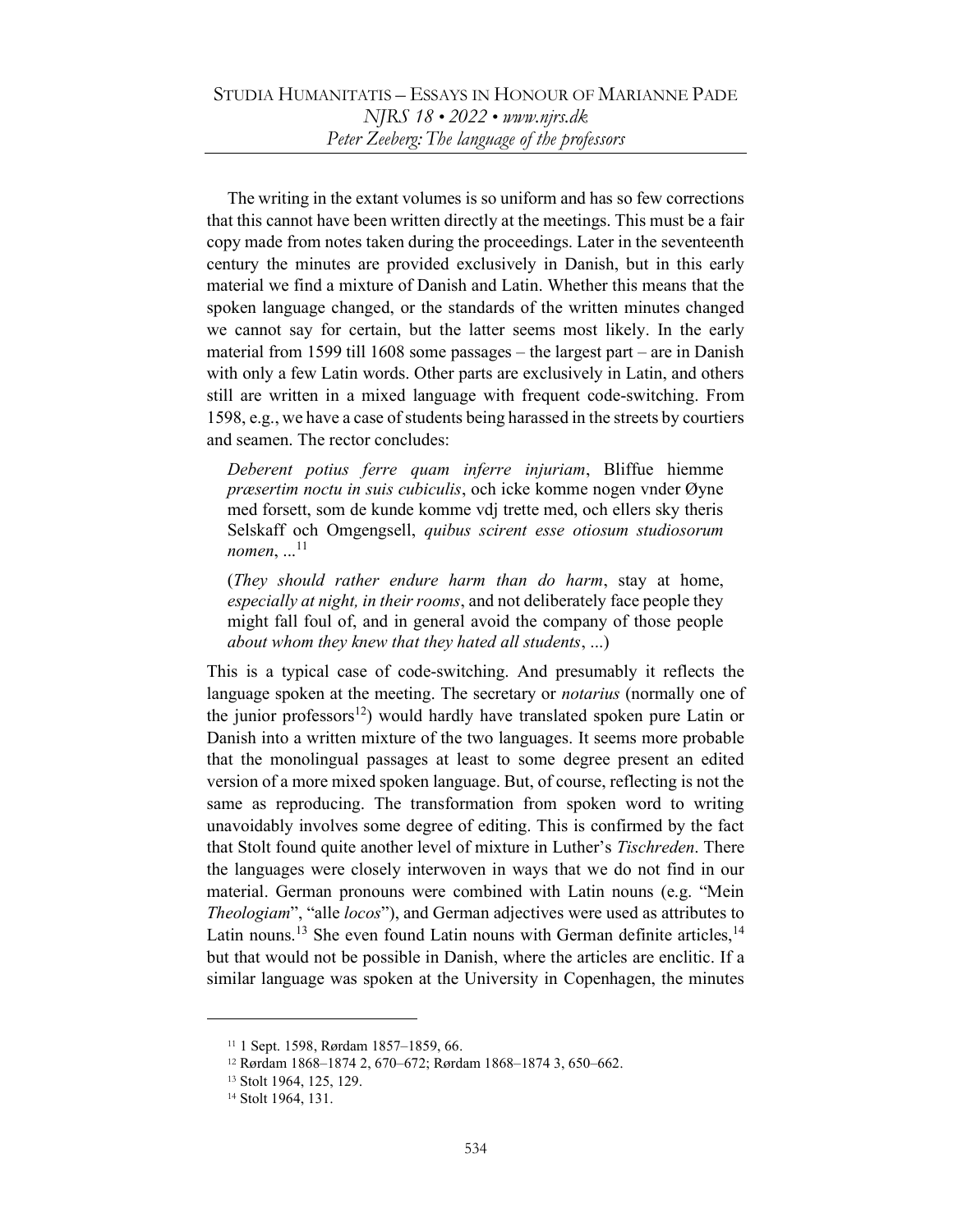The writing in the extant volumes is so uniform and has so few corrections that this cannot have been written directly at the meetings. This must be a fair copy made from notes taken during the proceedings. Later in the seventeenth century the minutes are provided exclusively in Danish, but in this early material we find a mixture of Danish and Latin. Whether this means that the spoken language changed, or the standards of the written minutes changed we cannot say for certain, but the latter seems most likely. In the early material from 1599 till 1608 some passages – the largest part – are in Danish with only a few Latin words. Other parts are exclusively in Latin, and others still are written in a mixed language with frequent code-switching. From 1598, e.g., we have a case of students being harassed in the streets by courtiers and seamen. The rector concludes:

> *Deberent potius ferre quam inferre injuriam*, Bliffue hiemme *præsertim noctu in suis cubiculis*, och icke komme nogen vnder Øyne med forsett, som de kunde komme vdj trette med, och ellers sky theris Selskaff och Omgengsell, *quibus scirent esse otiosum studiosorum nomen*, ...[11]
>
> (*They should rather endure harm than do harm*, stay at home, *especially at night, in their rooms*, and not deliberately face people they might fall foul of, and in general avoid the company of those people *about whom they knew that they hated all students*, ...)

This is a typical case of code-switching. And presumably it reflects the language spoken at the meeting. The secretary or *notarius* (normally one of the junior professors[12]) would hardly have translated spoken pure Latin or Danish into a written mixture of the two languages. It seems more probable that the monolingual passages at least to some degree present an edited version of a more mixed spoken language. But, of course, reflecting is not the same as reproducing. The transformation from spoken word to writing unavoidably involves some degree of editing. This is confirmed by the fact that Stolt found quite another level of mixture in Luther's *Tischreden*. There the languages were closely interwoven in ways that we do not find in our material. German pronouns were combined with Latin nouns (e.g. "Mein *Theologiam*", "alle *locos*"), and German adjectives were used as attributes to Latin nouns.[13] She even found Latin nouns with German definite articles,[14] but that would not be possible in Danish, where the articles are enclitic. If a similar language was spoken at the University in Copenhagen, the minutes

---

[11] 1 Sept. 1598, Rørdam 1857–1859, 66.

[12] Rørdam 1868–1874 2, 670–672; Rørdam 1868–1874 3, 650–662.

[13] Stolt 1964, 125, 129.

[14] Stolt 1964, 131.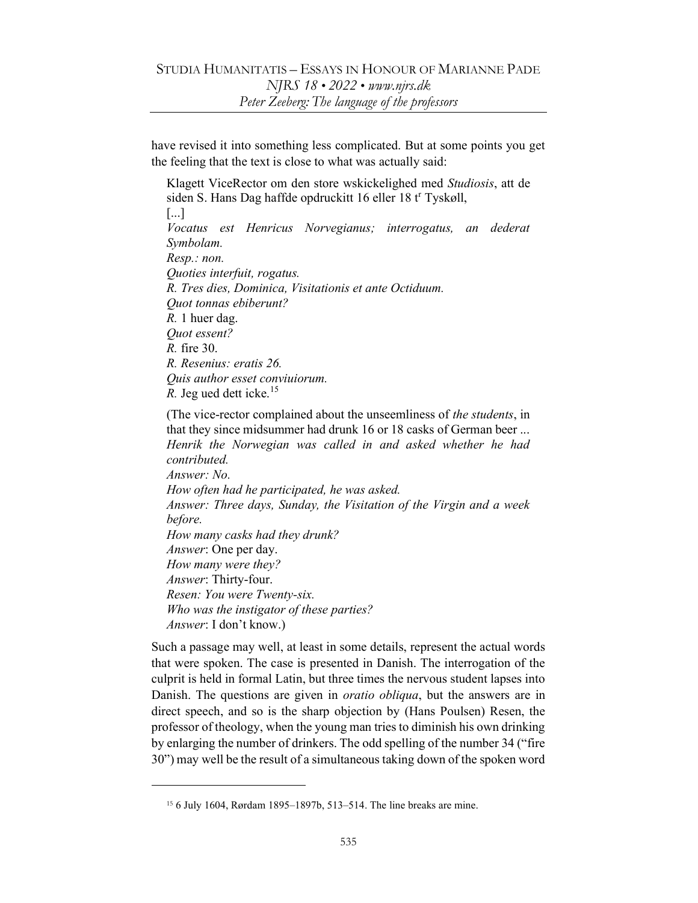have revised it into something less complicated. But at some points you get the feeling that the text is close to what was actually said:

> Klagett ViceRector om den store wskickelighed med *Studiosis*, att de siden S. Hans Dag haffde opdruckitt 16 eller 18 t^r Tyskøll,
> [...]
> *Vocatus est Henricus Norvegianus; interrogatus, an dederat Symbolam.*
> *Resp.: non.*
> *Quoties interfuit, rogatus.*
> *R. Tres dies, Dominica, Visitationis et ante Octiduum.*
> *Quot tonnas ebiberunt?*
> *R.* 1 huer dag.
> *Quot essent?*
> *R.* fire 30.
> *R. Resenius: eratis 26.*
> *Quis author esset conviuiorum.*
> *R.* Jeg ued dett icke.[15]
>
> (The vice-rector complained about the unseemliness of *the students*, in that they since midsummer had drunk 16 or 18 casks of German beer ...
> *Henrik the Norwegian was called in and asked whether he had contributed.*
> *Answer: No.*
> *How often had he participated, he was asked.*
> *Answer: Three days, Sunday, the Visitation of the Virgin and a week before.*
> *How many casks had they drunk?*
> *Answer*: One per day.
> *How many were they?*
> *Answer*: Thirty-four.
> *Resen: You were Twenty-six.*
> *Who was the instigator of these parties?*
> *Answer*: I don't know.)

Such a passage may well, at least in some details, represent the actual words that were spoken. The case is presented in Danish. The interrogation of the culprit is held in formal Latin, but three times the nervous student lapses into Danish. The questions are given in *oratio obliqua*, but the answers are in direct speech, and so is the sharp objection by (Hans Poulsen) Resen, the professor of theology, when the young man tries to diminish his own drinking by enlarging the number of drinkers. The odd spelling of the number 34 ("fire 30") may well be the result of a simultaneous taking down of the spoken word

[15] 6 July 1604, Rørdam 1895–1897b, 513–514. The line breaks are mine.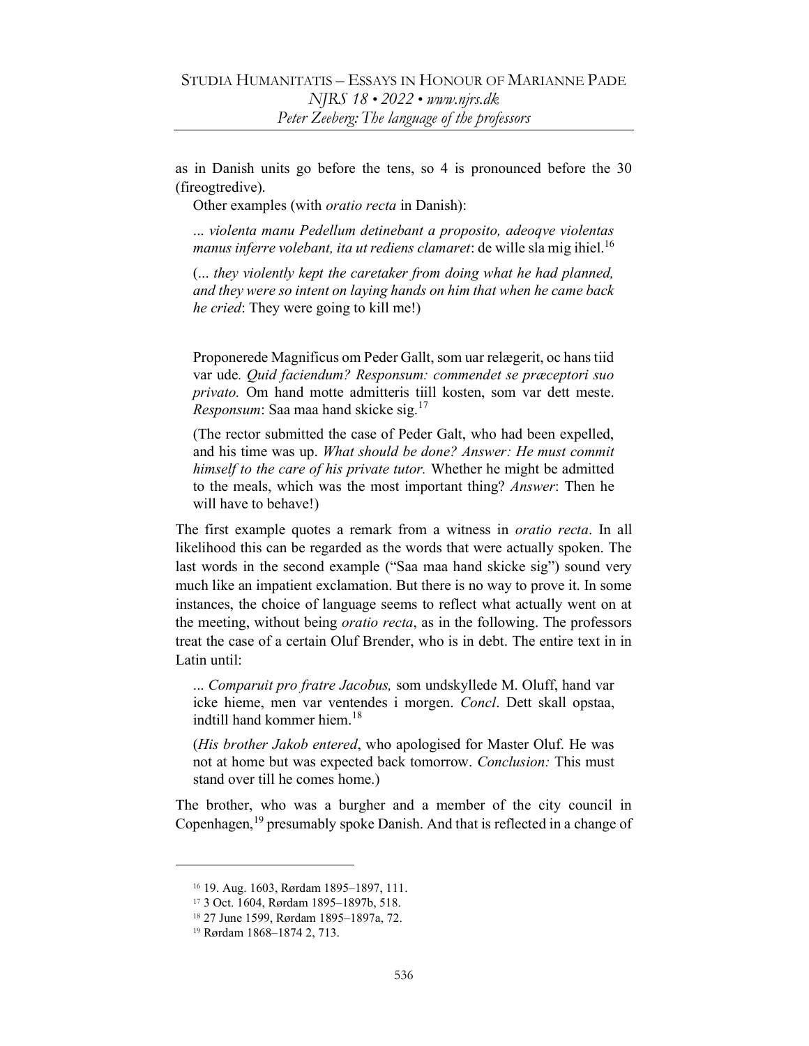as in Danish units go before the tens, so 4 is pronounced before the 30 (fireogtredive).

Other examples (with *oratio recta* in Danish):

> *... violenta manu Pedellum detinebant a proposito, adeoqve violentas manus inferre volebant, ita ut rediens clamaret*: de wille sla mig ihiel.[16]
>
> (*... they violently kept the caretaker from doing what he had planned, and they were so intent on laying hands on him that when he came back he cried*: They were going to kill me!)

> Proponerede Magnificus om Peder Gallt, som uar relægerit, oc hans tiid var ude*. Quid faciendum? Responsum: commendet se præceptori suo privato.* Om hand motte admitteris tiill kosten, som var dett meste. *Responsum*: Saa maa hand skicke sig.[17]
>
> (The rector submitted the case of Peder Galt, who had been expelled, and his time was up. *What should be done? Answer: He must commit himself to the care of his private tutor.* Whether he might be admitted to the meals, which was the most important thing? *Answer*: Then he will have to behave!)

The first example quotes a remark from a witness in *oratio recta*. In all likelihood this can be regarded as the words that were actually spoken. The last words in the second example ("Saa maa hand skicke sig") sound very much like an impatient exclamation. But there is no way to prove it. In some instances, the choice of language seems to reflect what actually went on at the meeting, without being *oratio recta*, as in the following. The professors treat the case of a certain Oluf Brender, who is in debt. The entire text in in Latin until:

> ... *Comparuit pro fratre Jacobus,* som undskyllede M. Oluff, hand var icke hieme, men var ventendes i morgen. *Concl*. Dett skall opstaa, indtill hand kommer hiem.[18]
>
> (*His brother Jakob entered*, who apologised for Master Oluf. He was not at home but was expected back tomorrow. *Conclusion:* This must stand over till he comes home.)

The brother, who was a burgher and a member of the city council in Copenhagen,[19] presumably spoke Danish. And that is reflected in a change of

---

[16] 19. Aug. 1603, Rørdam 1895–1897, 111.

[17] 3 Oct. 1604, Rørdam 1895–1897b, 518.

[18] 27 June 1599, Rørdam 1895–1897a, 72.

[19] Rørdam 1868–1874 2, 713.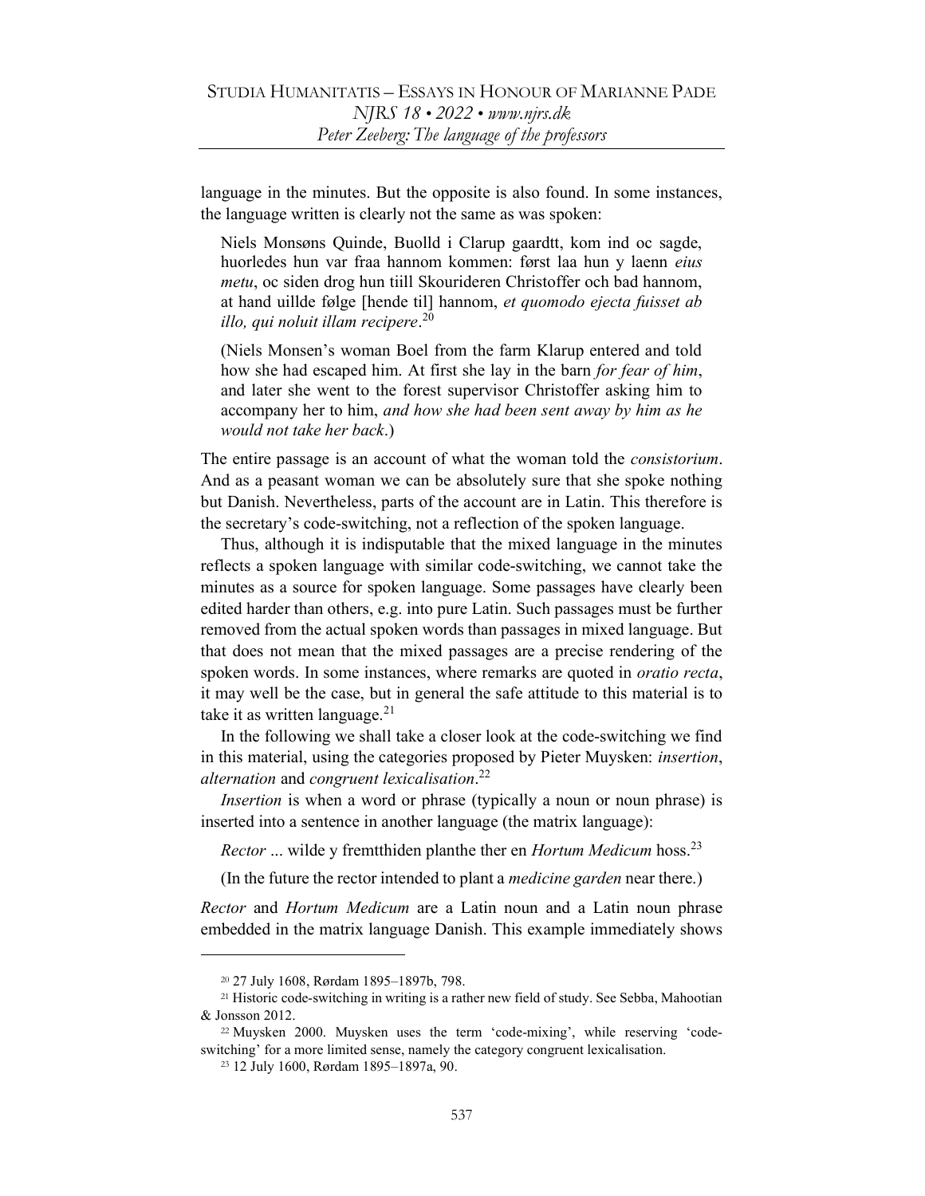language in the minutes. But the opposite is also found. In some instances, the language written is clearly not the same as was spoken:

> Niels Monsøns Quinde, Buolld i Clarup gaardtt, kom ind oc sagde, huorledes hun var fraa hannom kommen: først laa hun y laenn *eius metu*, oc siden drog hun tiill Skourideren Christoffer och bad hannom, at hand uillde følge [hende til] hannom, *et quomodo ejecta fuisset ab illo, qui noluit illam recipere*.[20]
>
> (Niels Monsen's woman Boel from the farm Klarup entered and told how she had escaped him. At first she lay in the barn *for fear of him*, and later she went to the forest supervisor Christoffer asking him to accompany her to him, *and how she had been sent away by him as he would not take her back*.)

The entire passage is an account of what the woman told the *consistorium*. And as a peasant woman we can be absolutely sure that she spoke nothing but Danish. Nevertheless, parts of the account are in Latin. This therefore is the secretary's code-switching, not a reflection of the spoken language.

Thus, although it is indisputable that the mixed language in the minutes reflects a spoken language with similar code-switching, we cannot take the minutes as a source for spoken language. Some passages have clearly been edited harder than others, e.g. into pure Latin. Such passages must be further removed from the actual spoken words than passages in mixed language. But that does not mean that the mixed passages are a precise rendering of the spoken words. In some instances, where remarks are quoted in *oratio recta*, it may well be the case, but in general the safe attitude to this material is to take it as written language.[21]

In the following we shall take a closer look at the code-switching we find in this material, using the categories proposed by Pieter Muysken: *insertion*, *alternation* and *congruent lexicalisation*.[22]

*Insertion* is when a word or phrase (typically a noun or noun phrase) is inserted into a sentence in another language (the matrix language):

> *Rector* ... wilde y fremtthiden planthe ther en *Hortum Medicum* hoss.[23]
>
> (In the future the rector intended to plant a *medicine garden* near there.)

*Rector* and *Hortum Medicum* are a Latin noun and a Latin noun phrase embedded in the matrix language Danish. This example immediately shows

---

[20] 27 July 1608, Rørdam 1895–1897b, 798.

[21] Historic code-switching in writing is a rather new field of study. See Sebba, Mahootian & Jonsson 2012.

[22] Muysken 2000. Muysken uses the term 'code-mixing', while reserving 'code-switching' for a more limited sense, namely the category congruent lexicalisation.

[23] 12 July 1600, Rørdam 1895–1897a, 90.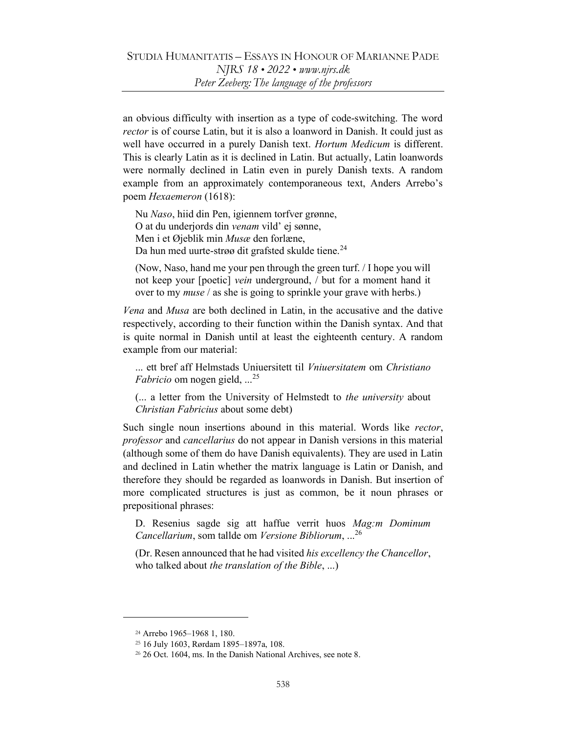an obvious difficulty with insertion as a type of code-switching. The word *rector* is of course Latin, but it is also a loanword in Danish. It could just as well have occurred in a purely Danish text. *Hortum Medicum* is different. This is clearly Latin as it is declined in Latin. But actually, Latin loanwords were normally declined in Latin even in purely Danish texts. A random example from an approximately contemporaneous text, Anders Arrebo's poem *Hexaemeron* (1618):

> Nu *Naso*, hiid din Pen, igiennem torfver grønne,
> O at du underjords din *venam* vild' ej sønne,
> Men i et Øjeblik min *Musæ* den forlæne,
> Da hun med uurte-strøø dit grafsted skulde tiene.[24]
>
> (Now, Naso, hand me your pen through the green turf. / I hope you will not keep your [poetic] *vein* underground, / but for a moment hand it over to my *muse* / as she is going to sprinkle your grave with herbs.)

*Vena* and *Musa* are both declined in Latin, in the accusative and the dative respectively, according to their function within the Danish syntax. And that is quite normal in Danish until at least the eighteenth century. A random example from our material:

> ... ett bref aff Helmstads Uniuersitett til *Vniuersitatem* om *Christiano Fabricio* om nogen gield, ...[25]
>
> (... a letter from the University of Helmstedt to *the university* about *Christian Fabricius* about some debt)

Such single noun insertions abound in this material. Words like *rector*, *professor* and *cancellarius* do not appear in Danish versions in this material (although some of them do have Danish equivalents). They are used in Latin and declined in Latin whether the matrix language is Latin or Danish, and therefore they should be regarded as loanwords in Danish. But insertion of more complicated structures is just as common, be it noun phrases or prepositional phrases:

> D. Resenius sagde sig att haffue verrit huos *Mag:m Dominum Cancellarium*, som tallde om *Versione Bibliorum*, ...[26]
>
> (Dr. Resen announced that he had visited *his excellency the Chancellor*, who talked about *the translation of the Bible*, ...)

---

[24] Arrebo 1965–1968 1, 180.

[25] 16 July 1603, Rørdam 1895–1897a, 108.

[26] 26 Oct. 1604, ms. In the Danish National Archives, see note 8.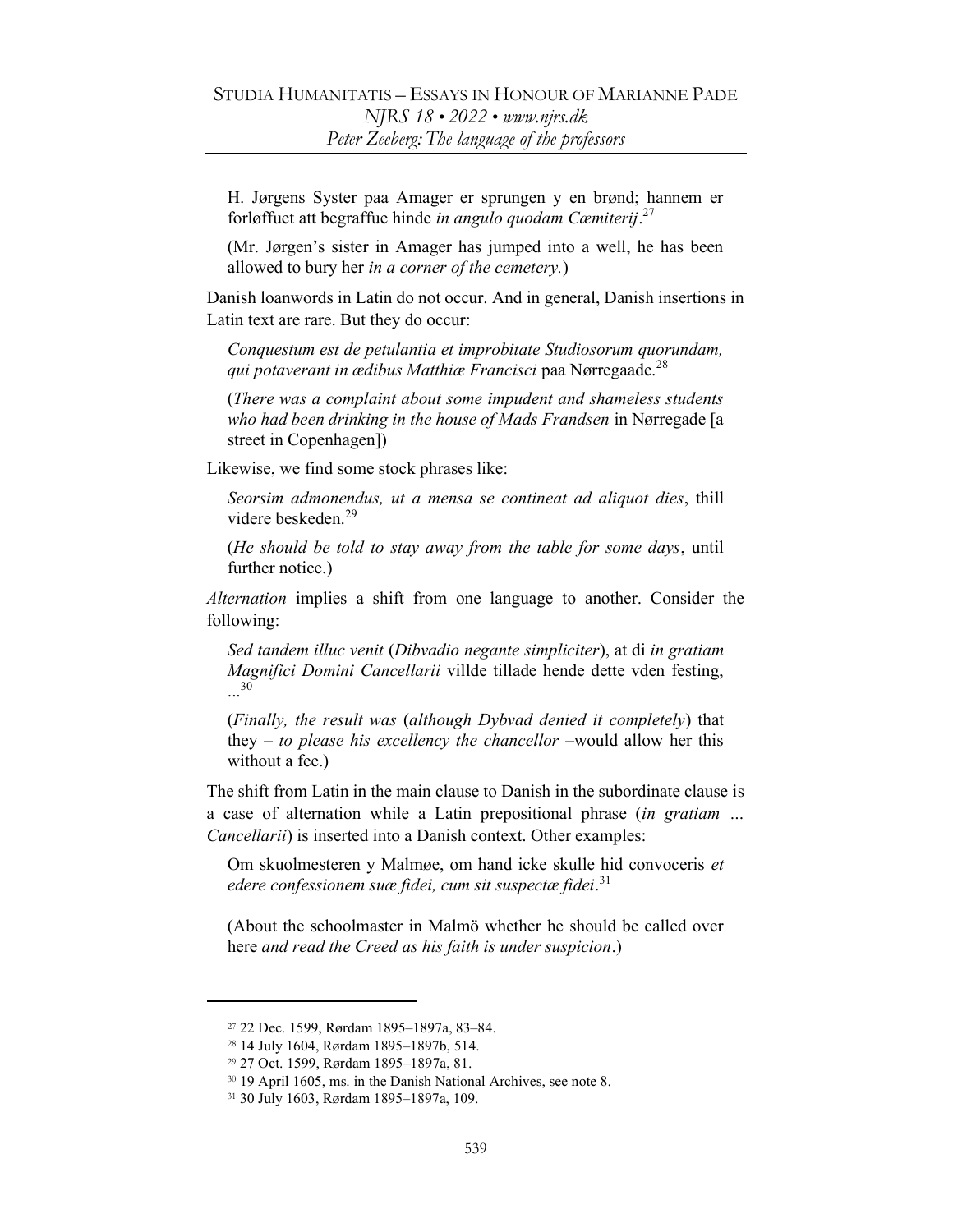> H. Jørgens Syster paa Amager er sprungen y en brønd; hannem er forløffuet att begraffue hinde *in angulo quodam Cæmiterij*.[27]
>
> (Mr. Jørgen's sister in Amager has jumped into a well, he has been allowed to bury her *in a corner of the cemetery.*)

Danish loanwords in Latin do not occur. And in general, Danish insertions in Latin text are rare. But they do occur:

> *Conquestum est de petulantia et improbitate Studiosorum quorundam, qui potaverant in ædibus Matthiæ Francisci* paa Nørregaade.[28]
>
> (*There was a complaint about some impudent and shameless students who had been drinking in the house of Mads Frandsen* in Nørregade [a street in Copenhagen])

Likewise, we find some stock phrases like:

> *Seorsim admonendus, ut a mensa se contineat ad aliquot dies*, thill videre beskeden.[29]
>
> (*He should be told to stay away from the table for some days*, until further notice.)

*Alternation* implies a shift from one language to another. Consider the following:

> *Sed tandem illuc venit* (*Dibvadio negante simpliciter*), at di *in gratiam Magnifici Domini Cancellarii* villde tillade hende dette vden festing, ...[30]
>
> (*Finally, the result was* (*although Dybvad denied it completely*) that they – *to please his excellency the chancellor* –would allow her this without a fee.)

The shift from Latin in the main clause to Danish in the subordinate clause is a case of alternation while a Latin prepositional phrase (*in gratiam ... Cancellarii*) is inserted into a Danish context. Other examples:

> Om skuolmesteren y Malmøe, om hand icke skulle hid convoceris *et edere confessionem suæ fidei, cum sit suspectæ fidei*.[31]
>
> (About the schoolmaster in Malmö whether he should be called over here *and read the Creed as his faith is under suspicion*.)

---

[27] 22 Dec. 1599, Rørdam 1895–1897a, 83–84.

[28] 14 July 1604, Rørdam 1895–1897b, 514.

[29] 27 Oct. 1599, Rørdam 1895–1897a, 81.

[30] 19 April 1605, ms. in the Danish National Archives, see note 8.

[31] 30 July 1603, Rørdam 1895–1897a, 109.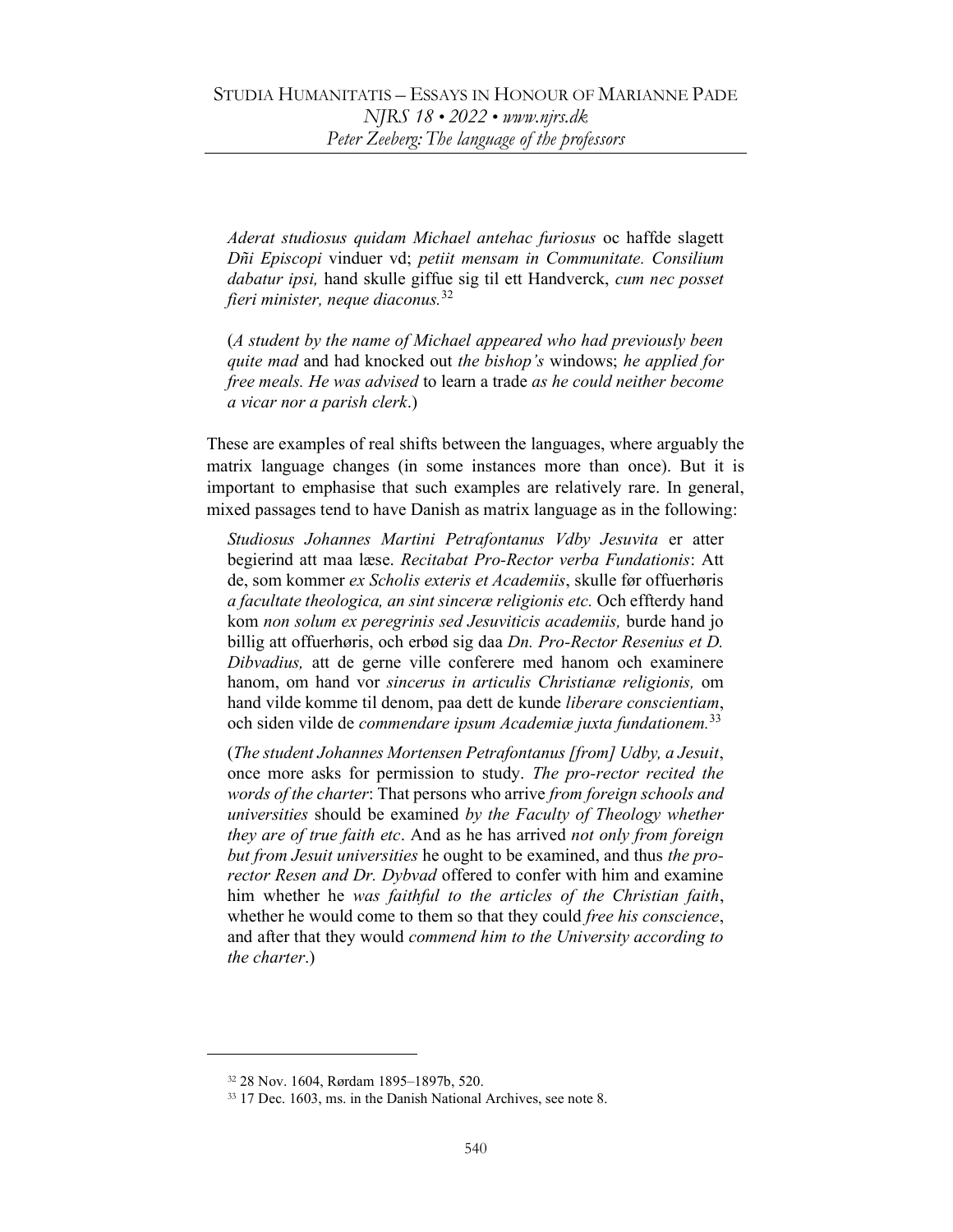*Aderat studiosus quidam Michael antehac furiosus* oc haffde slagett *Dñi Episcopi* vinduer vd; *petiit mensam in Communitate. Consilium dabatur ipsi,* hand skulle giffue sig til ett Handverck, *cum nec posset fieri minister, neque diaconus.*[32]

(*A student by the name of Michael appeared who had previously been quite mad* and had knocked out *the bishop's* windows; *he applied for free meals. He was advised* to learn a trade *as he could neither become a vicar nor a parish clerk*.)

These are examples of real shifts between the languages, where arguably the matrix language changes (in some instances more than once). But it is important to emphasise that such examples are relatively rare. In general, mixed passages tend to have Danish as matrix language as in the following:

*Studiosus Johannes Martini Petrafontanus Vdby Jesuvita* er atter begierind att maa læse. *Recitabat Pro-Rector verba Fundationis*: Att de, som kommer *ex Scholis exteris et Academiis*, skulle før offuerhøris *a facultate theologica, an sint sinceræ religionis etc.* Och effterdy hand kom *non solum ex peregrinis sed Jesuviticis academiis,* burde hand jo billig att offuerhøris, och erbød sig daa *Dn. Pro-Rector Resenius et D. Dibvadius,* att de gerne ville conferere med hanom och examinere hanom, om hand vor *sincerus in articulis Christianæ religionis,* om hand vilde komme til denom, paa dett de kunde *liberare conscientiam*, och siden vilde de *commendare ipsum Academiæ juxta fundationem.*[33]

(*The student Johannes Mortensen Petrafontanus [from] Udby, a Jesuit*, once more asks for permission to study. *The pro-rector recited the words of the charter*: That persons who arrive *from foreign schools and universities* should be examined *by the Faculty of Theology whether they are of true faith etc*. And as he has arrived *not only from foreign but from Jesuit universities* he ought to be examined, and thus *the pro-rector Resen and Dr. Dybvad* offered to confer with him and examine him whether he *was faithful to the articles of the Christian faith*, whether he would come to them so that they could *free his conscience*, and after that they would *commend him to the University according to the charter*.)

---

[32] 28 Nov. 1604, Rørdam 1895–1897b, 520.

[33] 17 Dec. 1603, ms. in the Danish National Archives, see note 8.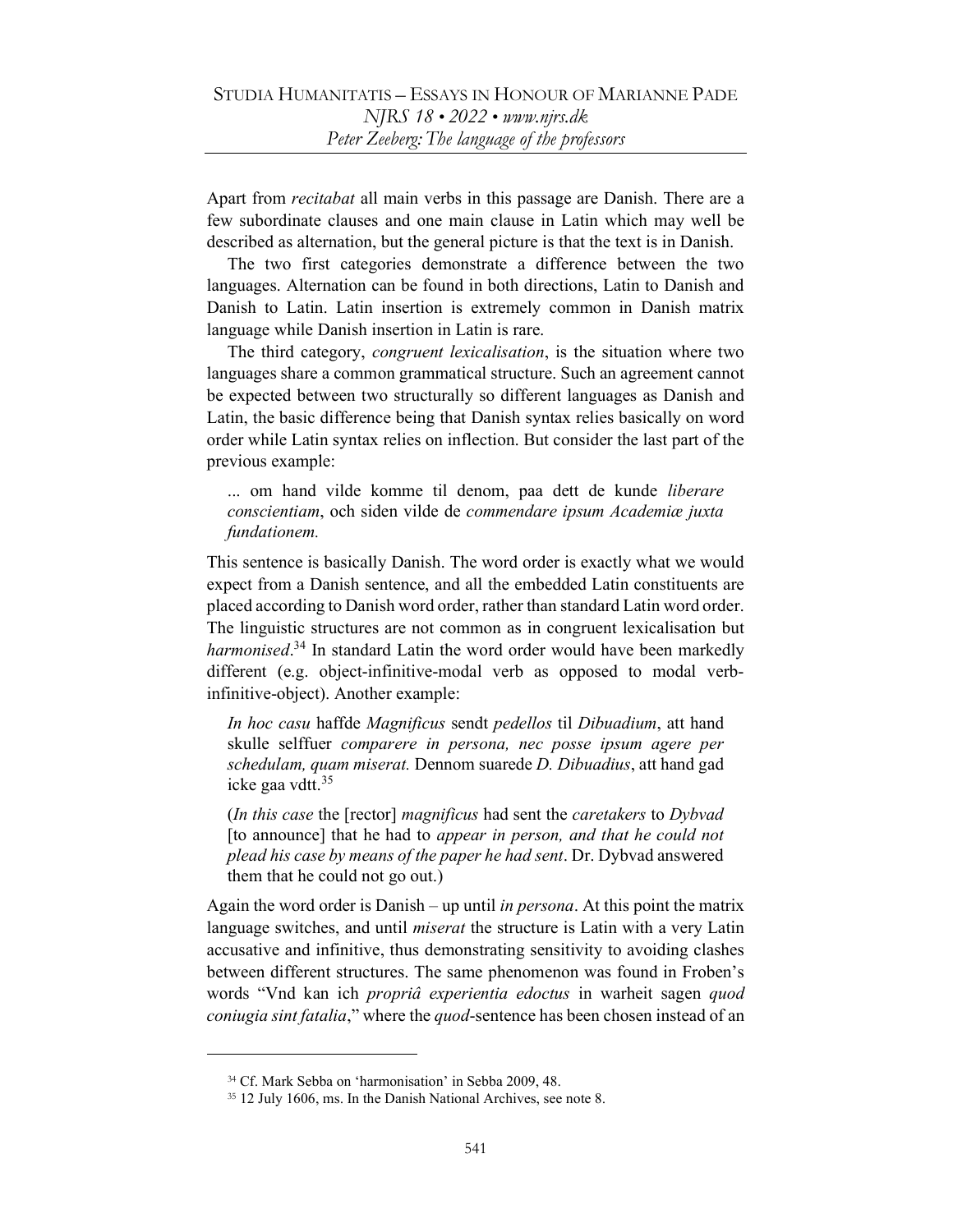Apart from *recitabat* all main verbs in this passage are Danish. There are a few subordinate clauses and one main clause in Latin which may well be described as alternation, but the general picture is that the text is in Danish.

The two first categories demonstrate a difference between the two languages. Alternation can be found in both directions, Latin to Danish and Danish to Latin. Latin insertion is extremely common in Danish matrix language while Danish insertion in Latin is rare.

The third category, *congruent lexicalisation*, is the situation where two languages share a common grammatical structure. Such an agreement cannot be expected between two structurally so different languages as Danish and Latin, the basic difference being that Danish syntax relies basically on word order while Latin syntax relies on inflection. But consider the last part of the previous example:

> ... om hand vilde komme til denom, paa dett de kunde *liberare conscientiam*, och siden vilde de *commendare ipsum Academiæ juxta fundationem.*

This sentence is basically Danish. The word order is exactly what we would expect from a Danish sentence, and all the embedded Latin constituents are placed according to Danish word order, rather than standard Latin word order. The linguistic structures are not common as in congruent lexicalisation but *harmonised*.[34] In standard Latin the word order would have been markedly different (e.g. object-infinitive-modal verb as opposed to modal verb-infinitive-object). Another example:

> *In hoc casu* haffde *Magnificus* sendt *pedellos* til *Dibuadium*, att hand skulle selffuer *comparere in persona, nec posse ipsum agere per schedulam, quam miserat.* Dennom suarede *D. Dibuadius*, att hand gad icke gaa vdtt.[35]

> (*In this case* the [rector] *magnificus* had sent the *caretakers* to *Dybvad* [to announce] that he had to *appear in person, and that he could not plead his case by means of the paper he had sent*. Dr. Dybvad answered them that he could not go out.)

Again the word order is Danish – up until *in persona*. At this point the matrix language switches, and until *miserat* the structure is Latin with a very Latin accusative and infinitive, thus demonstrating sensitivity to avoiding clashes between different structures. The same phenomenon was found in Froben's words "Vnd kan ich *propriâ experientia edoctus* in warheit sagen *quod coniugia sint fatalia*," where the *quod*-sentence has been chosen instead of an

[34] Cf. Mark Sebba on 'harmonisation' in Sebba 2009, 48.

[35] 12 July 1606, ms. In the Danish National Archives, see note 8.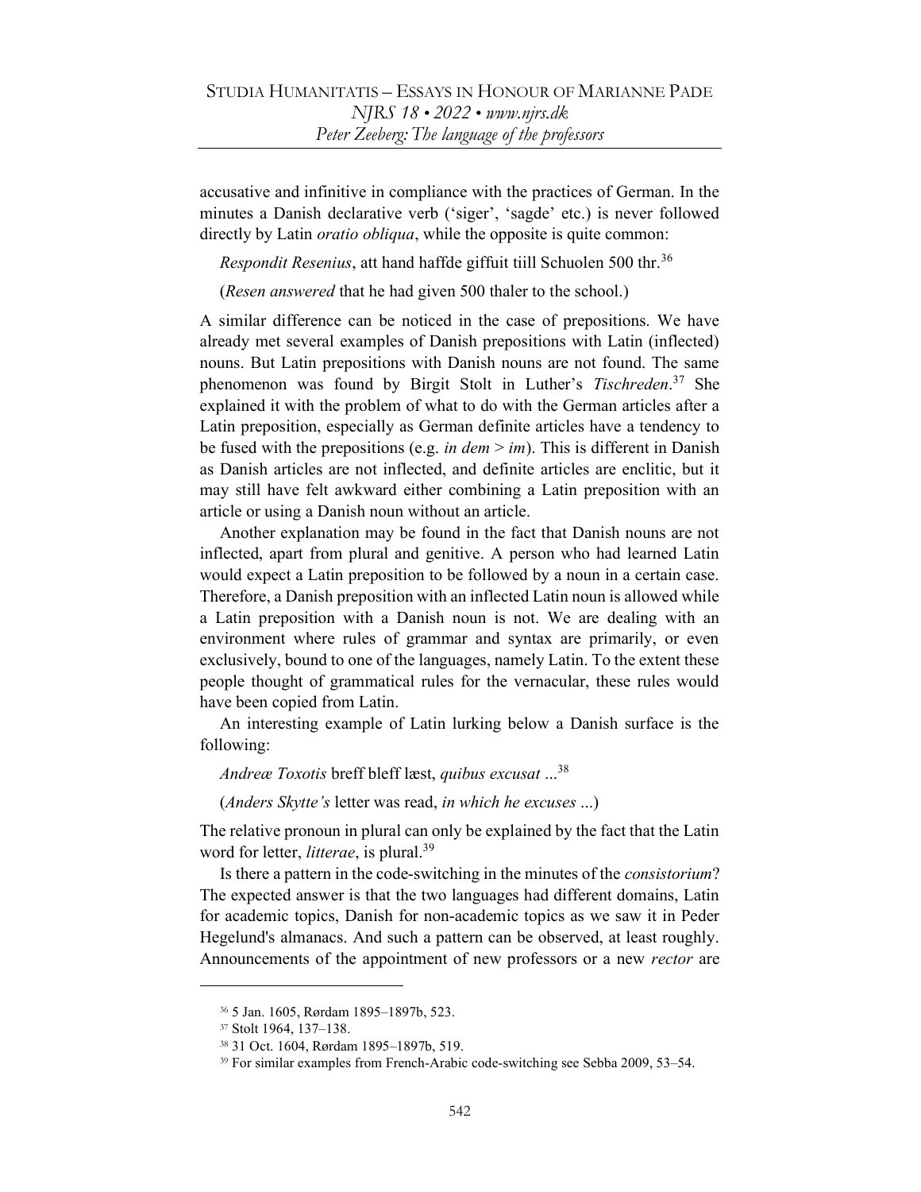accusative and infinitive in compliance with the practices of German. In the minutes a Danish declarative verb ('siger', 'sagde' etc.) is never followed directly by Latin *oratio obliqua*, while the opposite is quite common:

*Respondit Resenius*, att hand haffde giffuit tiill Schuolen 500 thr.[36]

(*Resen answered* that he had given 500 thaler to the school.)

A similar difference can be noticed in the case of prepositions. We have already met several examples of Danish prepositions with Latin (inflected) nouns. But Latin prepositions with Danish nouns are not found. The same phenomenon was found by Birgit Stolt in Luther's *Tischreden*.[37] She explained it with the problem of what to do with the German articles after a Latin preposition, especially as German definite articles have a tendency to be fused with the prepositions (e.g. *in dem* > *im*). This is different in Danish as Danish articles are not inflected, and definite articles are enclitic, but it may still have felt awkward either combining a Latin preposition with an article or using a Danish noun without an article.

Another explanation may be found in the fact that Danish nouns are not inflected, apart from plural and genitive. A person who had learned Latin would expect a Latin preposition to be followed by a noun in a certain case. Therefore, a Danish preposition with an inflected Latin noun is allowed while a Latin preposition with a Danish noun is not. We are dealing with an environment where rules of grammar and syntax are primarily, or even exclusively, bound to one of the languages, namely Latin. To the extent these people thought of grammatical rules for the vernacular, these rules would have been copied from Latin.

An interesting example of Latin lurking below a Danish surface is the following:

*Andreæ Toxotis* breff bleff læst, *quibus excusat* ...[38]

(*Anders Skytte's* letter was read, *in which he excuses* ...)

The relative pronoun in plural can only be explained by the fact that the Latin word for letter, *litterae*, is plural.[39]

Is there a pattern in the code-switching in the minutes of the *consistorium*? The expected answer is that the two languages had different domains, Latin for academic topics, Danish for non-academic topics as we saw it in Peder Hegelund's almanacs. And such a pattern can be observed, at least roughly. Announcements of the appointment of new professors or a new *rector* are

---

[36] 5 Jan. 1605, Rørdam 1895–1897b, 523.

[37] Stolt 1964, 137–138.

[38] 31 Oct. 1604, Rørdam 1895–1897b, 519.

[39] For similar examples from French-Arabic code-switching see Sebba 2009, 53–54.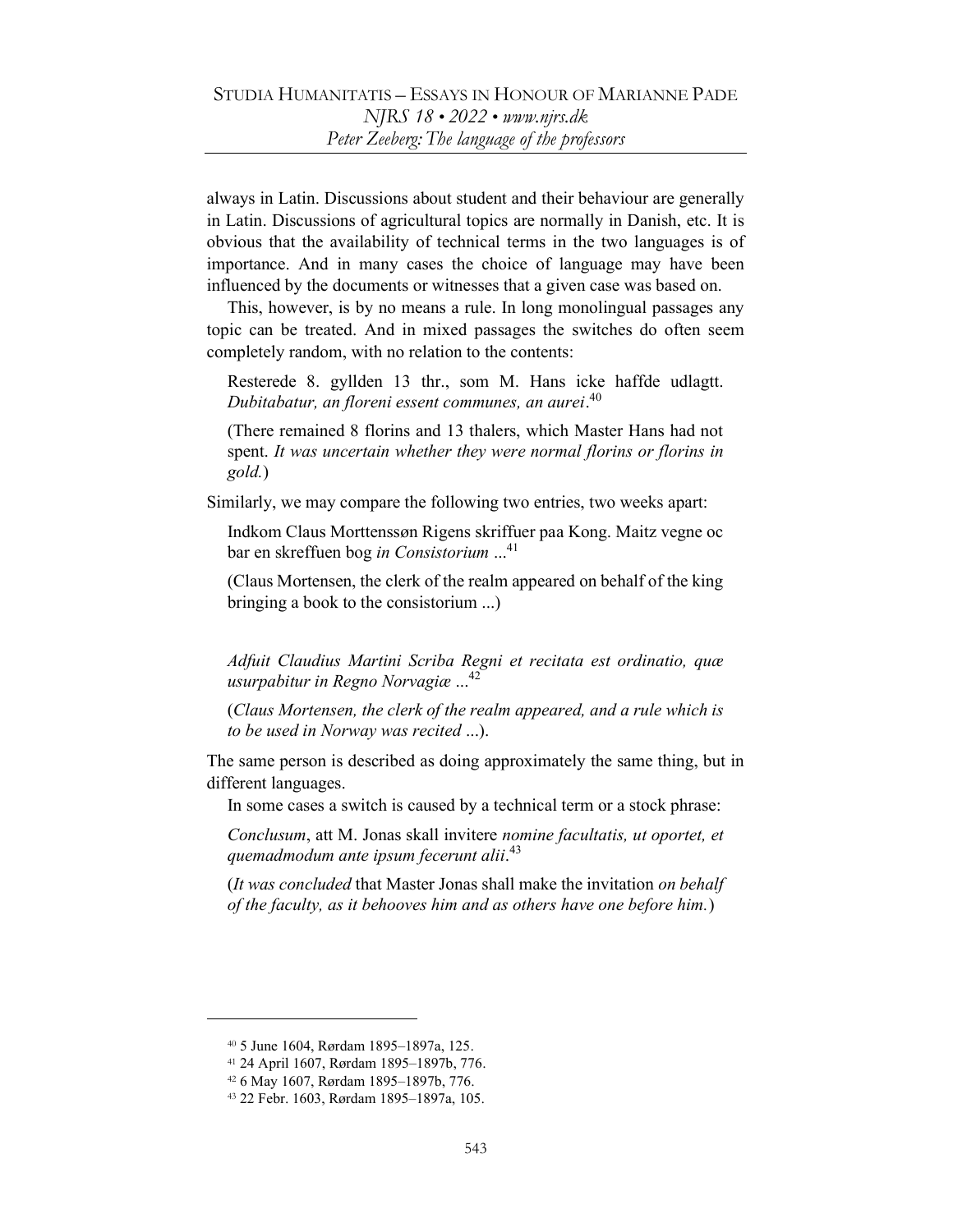always in Latin. Discussions about student and their behaviour are generally in Latin. Discussions of agricultural topics are normally in Danish, etc. It is obvious that the availability of technical terms in the two languages is of importance. And in many cases the choice of language may have been influenced by the documents or witnesses that a given case was based on.

This, however, is by no means a rule. In long monolingual passages any topic can be treated. And in mixed passages the switches do often seem completely random, with no relation to the contents:

> Resterede 8. gyllden 13 thr., som M. Hans icke haffde udlagtt. *Dubitabatur, an floreni essent communes, an aurei*.[40]
>
> (There remained 8 florins and 13 thalers, which Master Hans had not spent. *It was uncertain whether they were normal florins or florins in gold.*)

Similarly, we may compare the following two entries, two weeks apart:

> Indkom Claus Morttenssøn Rigens skriffuer paa Kong. Maitz vegne oc bar en skreffuen bog *in Consistorium* ...[41]
>
> (Claus Mortensen, the clerk of the realm appeared on behalf of the king bringing a book to the consistorium ...)
>
> *Adfuit Claudius Martini Scriba Regni et recitata est ordinatio, quæ usurpabitur in Regno Norvagiæ* ...[42]
>
> (*Claus Mortensen, the clerk of the realm appeared, and a rule which is to be used in Norway was recited* ...).

The same person is described as doing approximately the same thing, but in different languages.

In some cases a switch is caused by a technical term or a stock phrase:

> *Conclusum*, att M. Jonas skall invitere *nomine facultatis, ut oportet, et quemadmodum ante ipsum fecerunt alii*.[43]
>
> (*It was concluded* that Master Jonas shall make the invitation *on behalf of the faculty, as it behooves him and as others have one before him.*)

---

[40] 5 June 1604, Rørdam 1895–1897a, 125.

[41] 24 April 1607, Rørdam 1895–1897b, 776.

[42] 6 May 1607, Rørdam 1895–1897b, 776.

[43] 22 Febr. 1603, Rørdam 1895–1897a, 105.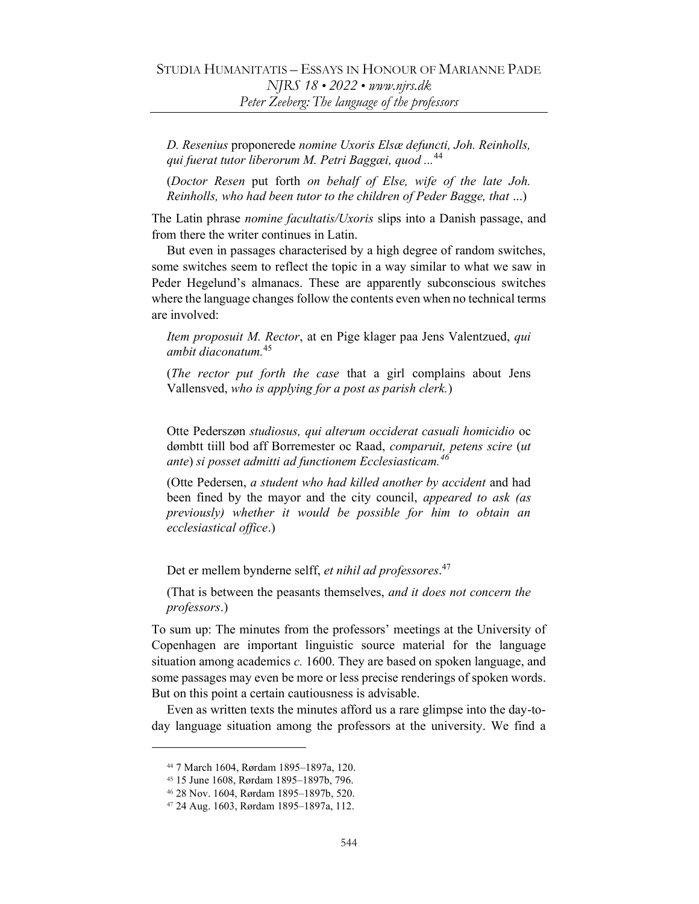*D. Resenius* proponerede *nomine Uxoris Elsæ defuncti, Joh. Reinholls, qui fuerat tutor liberorum M. Petri Baggæi, quod ...*[44]

(*Doctor Resen* put forth *on behalf of Else, wife of the late Joh. Reinholls, who had been tutor to the children of Peder Bagge, that ...*)

The Latin phrase *nomine facultatis/Uxoris* slips into a Danish passage, and from there the writer continues in Latin.

But even in passages characterised by a high degree of random switches, some switches seem to reflect the topic in a way similar to what we saw in Peder Hegelund's almanacs. These are apparently subconscious switches where the language changes follow the contents even when no technical terms are involved:

*Item proposuit M. Rector*, at en Pige klager paa Jens Valentzued, *qui ambit diaconatum.*[45]

(*The rector put forth the case* that a girl complains about Jens Vallensved, *who is applying for a post as parish clerk.*)

Otte Pederszøn *studiosus, qui alterum occiderat casuali homicidio* oc dømbtt tiill bod aff Borremester oc Raad, *comparuit, petens scire* (*ut ante*) *si posset admitti ad functionem Ecclesiasticam.*[46]

(Otte Pedersen, *a student who had killed another by accident* and had been fined by the mayor and the city council, *appeared to ask (as previously) whether it would be possible for him to obtain an ecclesiastical office*.)

Det er mellem bynderne selff, *et nihil ad professores*.[47]

(That is between the peasants themselves, *and it does not concern the professors*.)

To sum up: The minutes from the professors' meetings at the University of Copenhagen are important linguistic source material for the language situation among academics *c.* 1600. They are based on spoken language, and some passages may even be more or less precise renderings of spoken words. But on this point a certain cautiousness is advisable.

Even as written texts the minutes afford us a rare glimpse into the day-to-day language situation among the professors at the university. We find a

---

[44] 7 March 1604, Rørdam 1895–1897a, 120.

[45] 15 June 1608, Rørdam 1895–1897b, 796.

[46] 28 Nov. 1604, Rørdam 1895–1897b, 520.

[47] 24 Aug. 1603, Rørdam 1895–1897a, 112.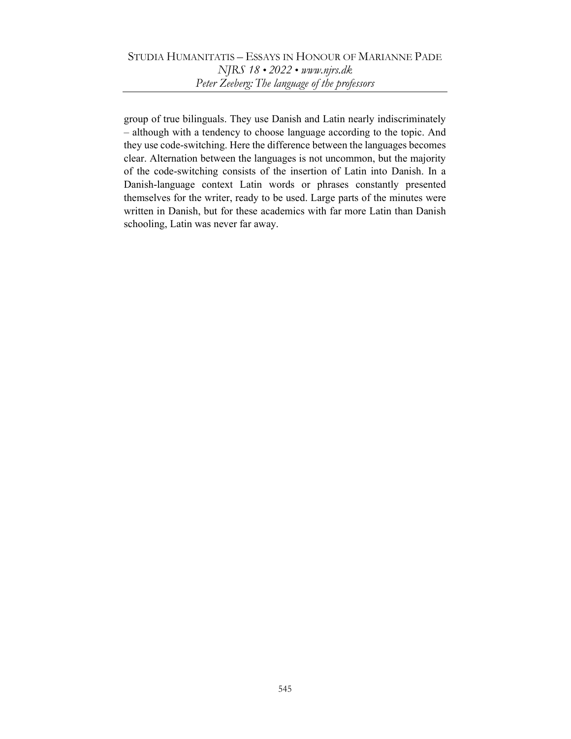group of true bilinguals. They use Danish and Latin nearly indiscriminately – although with a tendency to choose language according to the topic. And they use code-switching. Here the difference between the languages becomes clear. Alternation between the languages is not uncommon, but the majority of the code-switching consists of the insertion of Latin into Danish. In a Danish-language context Latin words or phrases constantly presented themselves for the writer, ready to be used. Large parts of the minutes were written in Danish, but for these academics with far more Latin than Danish schooling, Latin was never far away.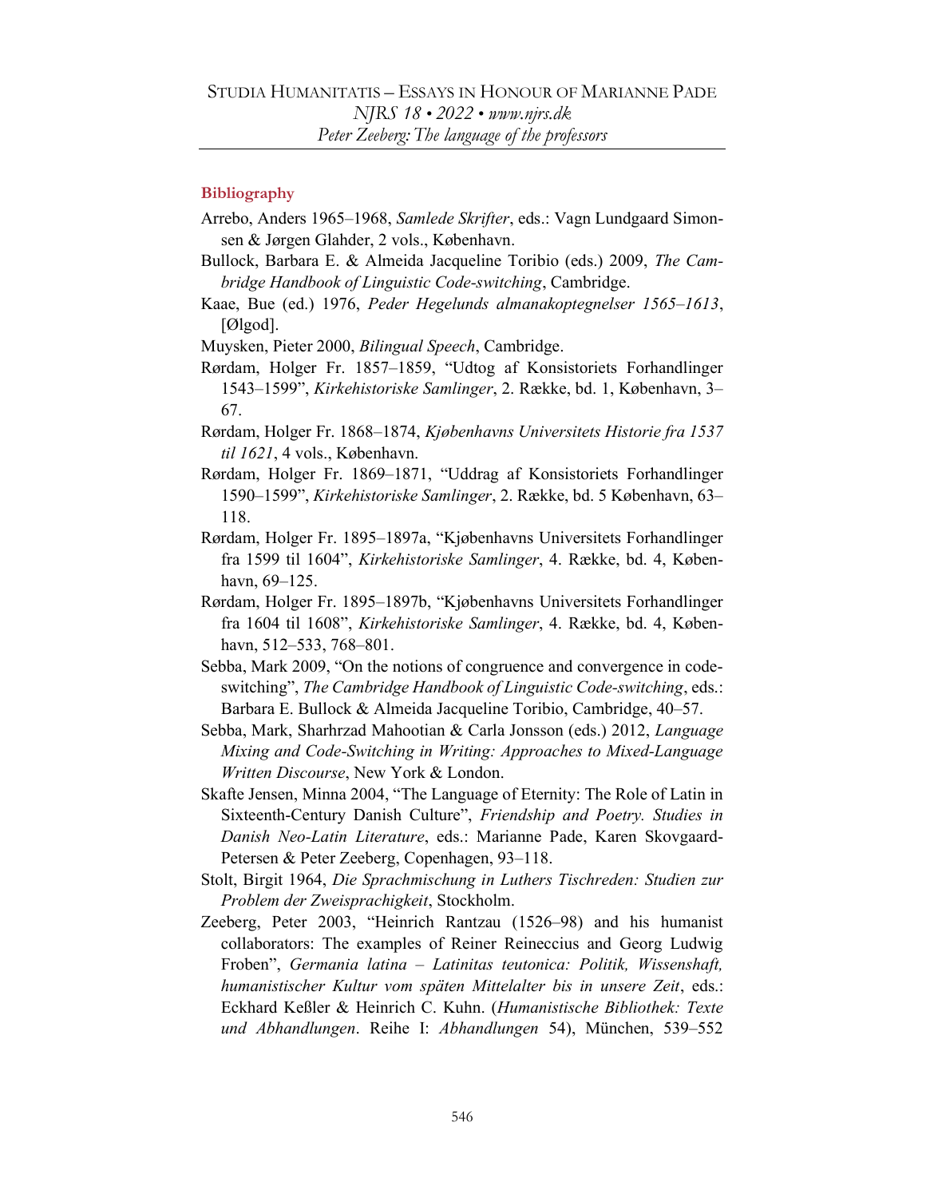## Bibliography

Arrebo, Anders 1965–1968, *Samlede Skrifter*, eds.: Vagn Lundgaard Simonsen & Jørgen Glahder, 2 vols., København.

Bullock, Barbara E. & Almeida Jacqueline Toribio (eds.) 2009, *The Cambridge Handbook of Linguistic Code-switching*, Cambridge.

Kaae, Bue (ed.) 1976, *Peder Hegelunds almanakoptegnelser 1565–1613*, [Ølgod].

Muysken, Pieter 2000, *Bilingual Speech*, Cambridge.

Rørdam, Holger Fr. 1857–1859, "Udtog af Konsistoriets Forhandlinger 1543–1599", *Kirkehistoriske Samlinger*, 2. Række, bd. 1, København, 3–67.

Rørdam, Holger Fr. 1868–1874, *Kjøbenhavns Universitets Historie fra 1537 til 1621*, 4 vols., København.

Rørdam, Holger Fr. 1869–1871, "Uddrag af Konsistoriets Forhandlinger 1590–1599", *Kirkehistoriske Samlinger*, 2. Række, bd. 5 København, 63–118.

Rørdam, Holger Fr. 1895–1897a, "Kjøbenhavns Universitets Forhandlinger fra 1599 til 1604", *Kirkehistoriske Samlinger*, 4. Række, bd. 4, København, 69–125.

Rørdam, Holger Fr. 1895–1897b, "Kjøbenhavns Universitets Forhandlinger fra 1604 til 1608", *Kirkehistoriske Samlinger*, 4. Række, bd. 4, København, 512–533, 768–801.

Sebba, Mark 2009, "On the notions of congruence and convergence in code-switching", *The Cambridge Handbook of Linguistic Code-switching*, eds.: Barbara E. Bullock & Almeida Jacqueline Toribio, Cambridge, 40–57.

Sebba, Mark, Sharhrzad Mahootian & Carla Jonsson (eds.) 2012, *Language Mixing and Code-Switching in Writing: Approaches to Mixed-Language Written Discourse*, New York & London.

Skafte Jensen, Minna 2004, "The Language of Eternity: The Role of Latin in Sixteenth-Century Danish Culture", *Friendship and Poetry. Studies in Danish Neo-Latin Literature*, eds.: Marianne Pade, Karen Skovgaard-Petersen & Peter Zeeberg, Copenhagen, 93–118.

Stolt, Birgit 1964, *Die Sprachmischung in Luthers Tischreden: Studien zur Problem der Zweisprachigkeit*, Stockholm.

Zeeberg, Peter 2003, "Heinrich Rantzau (1526–98) and his humanist collaborators: The examples of Reiner Reineccius and Georg Ludwig Froben", *Germania latina – Latinitas teutonica: Politik, Wissenshaft, humanistischer Kultur vom späten Mittelalter bis in unsere Zeit*, eds.: Eckhard Keßler & Heinrich C. Kuhn. (*Humanistische Bibliothek: Texte und Abhandlungen*. Reihe I: *Abhandlungen* 54), München, 539–552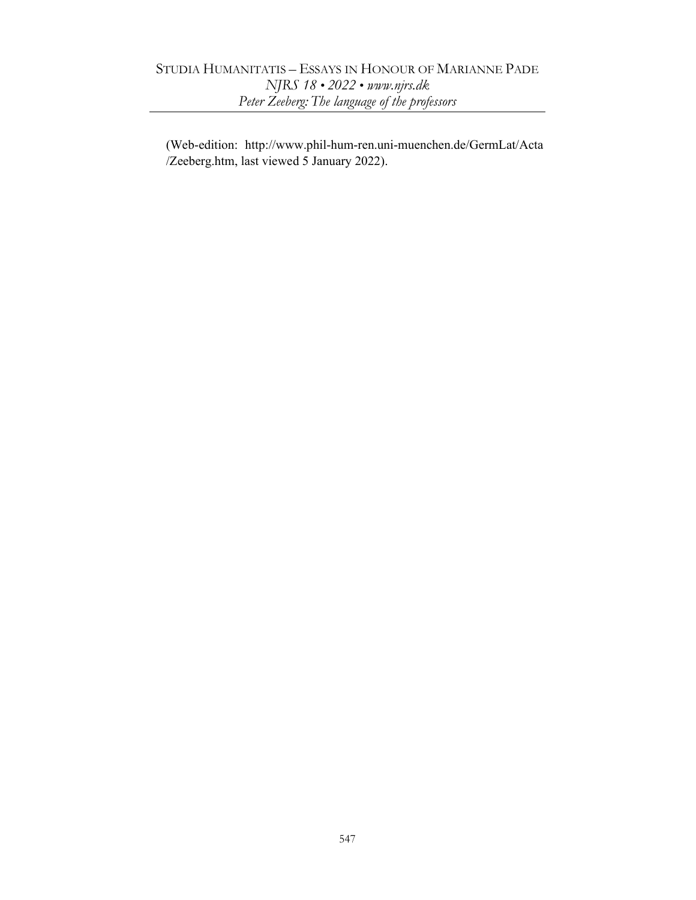(Web-edition: http://www.phil-hum-ren.uni-muenchen.de/GermLat/Acta/Zeeberg.htm, last viewed 5 January 2022).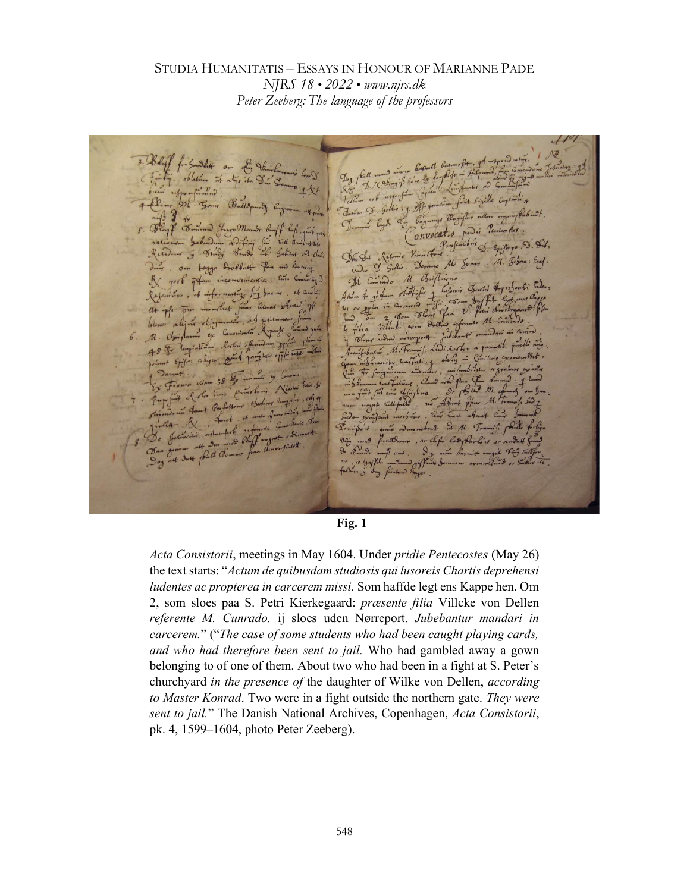**Fig. 1**

*Acta Consistorii*, meetings in May 1604. Under *pridie Pentecostes* (May 26) the text starts: "*Actum de quibusdam studiosis qui lusoreis Chartis deprehensi ludentes ac propterea in carcerem missi.* Som haffde legt ens Kappe hen. Om 2, som sloes paa S. Petri Kierkegaard: *præsente filia* Villcke von Dellen *referente M. Cunrado.* ij sloes uden Nørreport. *Jubebantur mandari in carcerem.*" ("*The case of some students who had been caught playing cards, and who had therefore been sent to jail.* Who had gambled away a gown belonging to of one of them. About two who had been in a fight at S. Peter's churchyard *in the presence of* the daughter of Wilke von Dellen, *according to Master Konrad*. Two were in a fight outside the northern gate. *They were sent to jail.*" The Danish National Archives, Copenhagen, *Acta Consistorii*, pk. 4, 1599–1604, photo Peter Zeeberg).